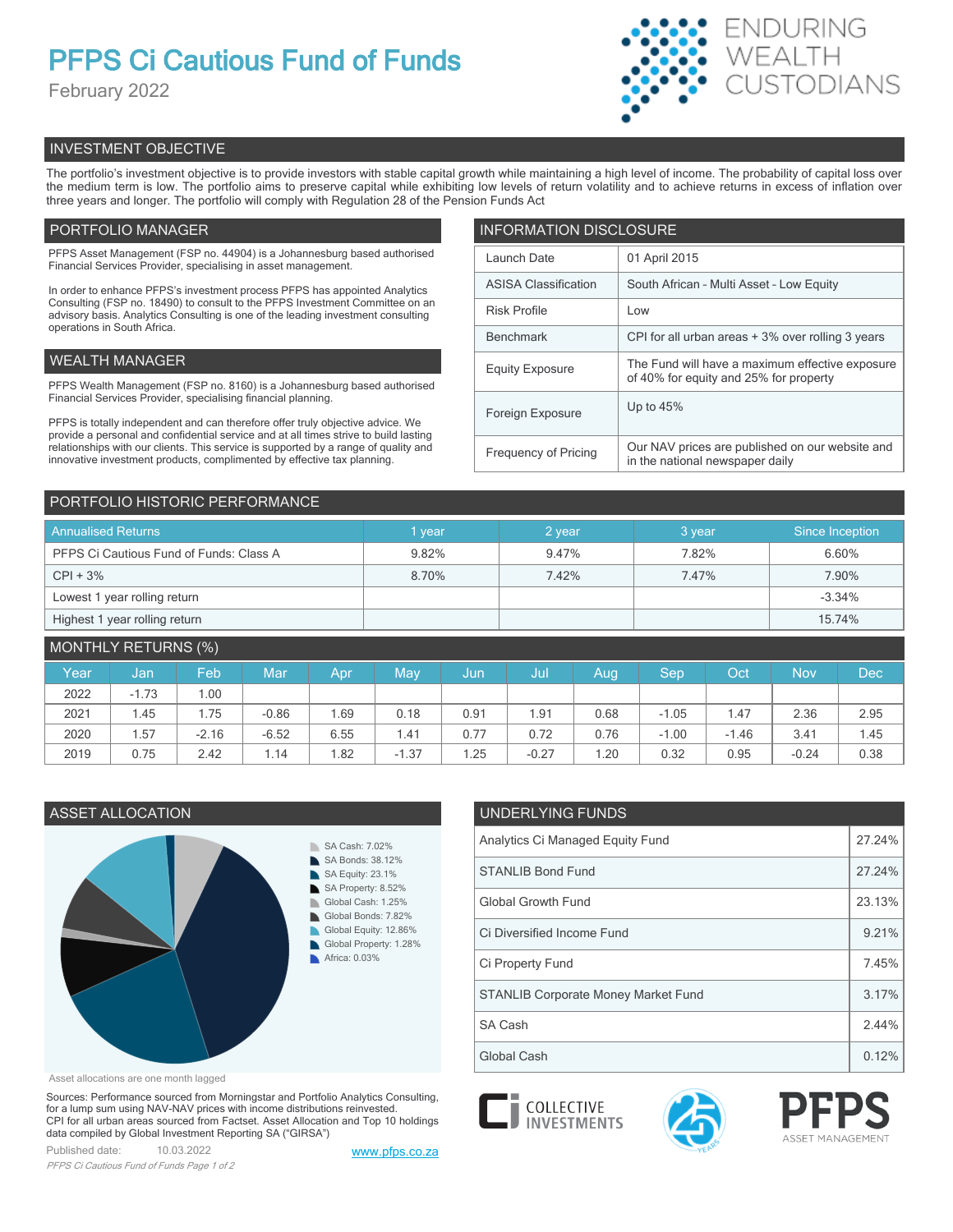# PFPS Ci Cautious Fund of Funds

February 2022

ENDURING WEALTH CUSTODIANS

## INVESTMENT OBJECTIVE

The portfolio's investment objective is to provide investors with stable capital growth while maintaining a high level of income. The probability of capital loss over the medium term is low. The portfolio aims to preserve capital while exhibiting low levels of return volatility and to achieve returns in excess of inflation over three years and longer. The portfolio will comply with Regulation 28 of the Pension Funds Act

## PORTFOLIO MANAGER

PFPS Asset Management (FSP no. 44904) is a Johannesburg based authorised Financial Services Provider, specialising in asset management.

In order to enhance PFPS's investment process PFPS has appointed Analytics Consulting (FSP no. 18490) to consult to the PFPS Investment Committee on an advisory basis. Analytics Consulting is one of the leading investment consulting operations in South Africa.

## WEALTH MANAGER

PFPS Wealth Management (FSP no. 8160) is a Johannesburg based authorised Financial Services Provider, specialising financial planning.

PFPS is totally independent and can therefore offer truly objective advice. We provide a personal and confidential service and at all times strive to build lasting relationships with our clients. This service is supported by a range of quality and innovative investment products, complimented by effective tax planning.

## INFORMATION DISCLOSURE

| | |
|---|---|
| Launch Date | 01 April 2015 |
| ASISA Classification | South African - Multi Asset - Low Equity |
| Risk Profile | Low |
| Benchmark | CPI for all urban areas + 3% over rolling 3 years |
| Equity Exposure | The Fund will have a maximum effective exposure of 40% for equity and 25% for property |
| Foreign Exposure | Up to 45% |
| Frequency of Pricing | Our NAV prices are published on our website and in the national newspaper daily |

## PORTFOLIO HISTORIC PERFORMANCE

| Annualised Returns | 1 year | 2 year | 3 year | Since Inception |
|---|---|---|---|---|
| PFPS Ci Cautious Fund of Funds: Class A | 9.82% | 9.47% | 7.82% | 6.60% |
| CPI + 3% | 8.70% | 7.42% | 7.47% | 7.90% |
| Lowest 1 year rolling return | | | | -3.34% |
| Highest 1 year rolling return | | | | 15.74% |

## MONTHLY RETURNS (%)

| Year | Jan | Feb | Mar | Apr | May | Jun | Jul | Aug | Sep | Oct | Nov | Dec |
|---|---|---|---|---|---|---|---|---|---|---|---|---|
| 2022 | -1.73 | 1.00 | | | | | | | | | | |
| 2021 | 1.45 | 1.75 | -0.86 | 1.69 | 0.18 | 0.91 | 1.91 | 0.68 | -1.05 | 1.47 | 2.36 | 2.95 |
| 2020 | 1.57 | -2.16 | -6.52 | 6.55 | 1.41 | 0.77 | 0.72 | 0.76 | -1.00 | -1.46 | 3.41 | 1.45 |
| 2019 | 0.75 | 2.42 | 1.14 | 1.82 | -1.37 | 1.25 | -0.27 | 1.20 | 0.32 | 0.95 | -0.24 | 0.38 |

## ASSET ALLOCATION

SA Cash: 7.02%
SA Bonds: 38.12%
SA Equity: 23.1%
SA Property: 8.52%
Global Cash: 1.25%
Global Bonds: 7.82%
Global Equity: 12.86%
Global Property: 1.28%
Africa: 0.03%

Asset allocations are one month lagged

## UNDERLYING FUNDS

| | |
|---|---|
| Analytics Ci Managed Equity Fund | 27.24% |
| STANLIB Bond Fund | 27.24% |
| Global Growth Fund | 23.13% |
| Ci Diversified Income Fund | 9.21% |
| Ci Property Fund | 7.45% |
| STANLIB Corporate Money Market Fund | 3.17% |
| SA Cash | 2.44% |
| Global Cash | 0.12% |

Sources: Performance sourced from Morningstar and Portfolio Analytics Consulting, for a lump sum using NAV-NAV prices with income distributions reinvested.
CPI for all urban areas sourced from Factset. Asset Allocation and Top 10 holdings data compiled by Global Investment Reporting SA ("GIRSA")

Published date: 10.03.2022

www.pfps.co.za

COLLECTIVE INVESTMENTS

PFPS ASSET MANAGEMENT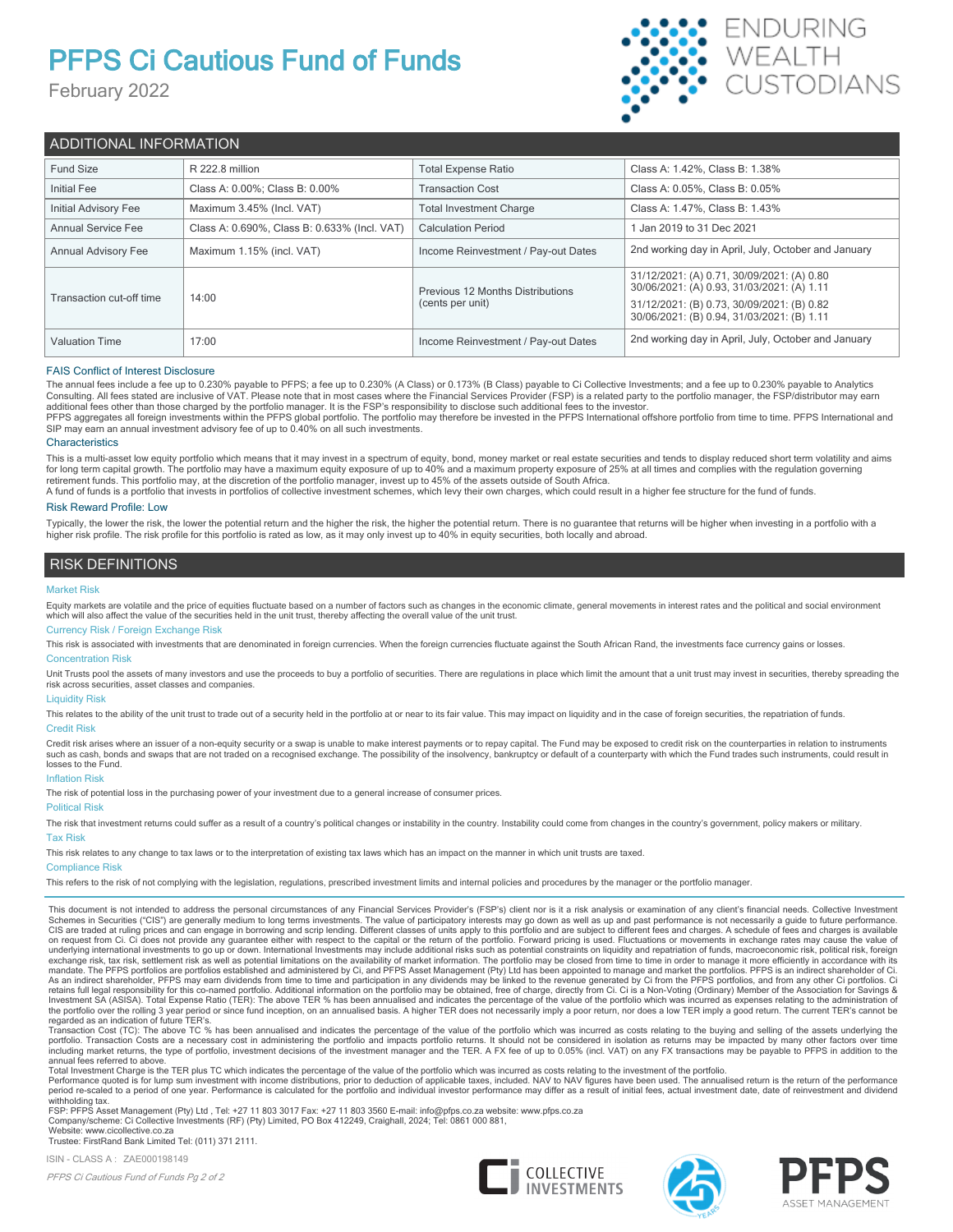# PFPS Ci Cautious Fund of Funds

February 2022

ENDURING WEALTH CUSTODIANS

## ADDITIONAL INFORMATION

| | | | |
|---|---|---|---|
| Fund Size | R 222.8 million | Total Expense Ratio | Class A: 1.42%, Class B: 1.38% |
| Initial Fee | Class A: 0.00%; Class B: 0.00% | Transaction Cost | Class A: 0.05%, Class B: 0.05% |
| Initial Advisory Fee | Maximum 3.45% (Incl. VAT) | Total Investment Charge | Class A: 1.47%, Class B: 1.43% |
| Annual Service Fee | Class A: 0.690%, Class B: 0.633% (Incl. VAT) | Calculation Period | 1 Jan 2019 to 31 Dec 2021 |
| Annual Advisory Fee | Maximum 1.15% (incl. VAT) | Income Reinvestment / Pay-out Dates | 2nd working day in April, July, October and January |
| Transaction cut-off time | 14:00 | Previous 12 Months Distributions (cents per unit) | 31/12/2021: (A) 0.71, 30/09/2021: (A) 0.80 30/06/2021: (A) 0.93, 31/03/2021: (A) 1.11 31/12/2021: (B) 0.73, 30/09/2021: (B) 0.82 30/06/2021: (B) 0.94, 31/03/2021: (B) 1.11 |
| Valuation Time | 17:00 | Income Reinvestment / Pay-out Dates | 2nd working day in April, July, October and January |

### FAIS Conflict of Interest Disclosure

The annual fees include a fee up to 0.230% payable to PFPS; a fee up to 0.230% (A Class) or 0.173% (B Class) payable to Ci Collective Investments; and a fee up to 0.230% payable to Analytics Consulting. All fees stated are inclusive of VAT. Please note that in most cases where the Financial Services Provider (FSP) is a related party to the portfolio manager, the FSP/distributor may earn additional fees other than those charged by the portfolio manager. It is the FSP's responsibility to disclose such additional fees to the investor.
PFPS aggregates all foreign investments within the PFPS global portfolio. The portfolio may therefore be invested in the PFPS International offshore portfolio from time to time. PFPS International and SIP may earn an annual investment advisory fee of up to 0.40% on all such investments.

### Characteristics

This is a multi-asset low equity portfolio which means that it may invest in a spectrum of equity, bond, money market or real estate securities and tends to display reduced short term volatility and aims for long term capital growth. The portfolio may have a maximum equity exposure of up to 40% and a maximum property exposure of 25% at all times and complies with the regulation governing retirement funds. This portfolio may, at the discretion of the portfolio manager, invest up to 45% of the assets outside of South Africa.
A fund of funds is a portfolio that invests in portfolios of collective investment schemes, which levy their own charges, which could result in a higher fee structure for the fund of funds.

### Risk Reward Profile: Low

Typically, the lower the risk, the lower the potential return and the higher the risk, the higher the potential return. There is no guarantee that returns will be higher when investing in a portfolio with a higher risk profile. The risk profile for this portfolio is rated as low, as it may only invest up to 40% in equity securities, both locally and abroad.

## RISK DEFINITIONS

### Market Risk

Equity markets are volatile and the price of equities fluctuate based on a number of factors such as changes in the economic climate, general movements in interest rates and the political and social environment which will also affect the value of the securities held in the unit trust, thereby affecting the overall value of the unit trust.

### Currency Risk / Foreign Exchange Risk

This risk is associated with investments that are denominated in foreign currencies. When the foreign currencies fluctuate against the South African Rand, the investments face currency gains or losses.

### Concentration Risk

Unit Trusts pool the assets of many investors and use the proceeds to buy a portfolio of securities. There are regulations in place which limit the amount that a unit trust may invest in securities, thereby spreading the risk across securities, asset classes and companies.

### Liquidity Risk

This relates to the ability of the unit trust to trade out of a security held in the portfolio at or near to its fair value. This may impact on liquidity and in the case of foreign securities, the repatriation of funds.

### Credit Risk

Credit risk arises where an issuer of a non-equity security or a swap is unable to make interest payments or to repay capital. The Fund may be exposed to credit risk on the counterparties in relation to instruments such as cash, bonds and swaps that are not traded on a recognised exchange. The possibility of the insolvency, bankruptcy or default of a counterparty with which the Fund trades such instruments, could result in losses to the Fund.

### Inflation Risk

The risk of potential loss in the purchasing power of your investment due to a general increase of consumer prices.

### Political Risk

The risk that investment returns could suffer as a result of a country's political changes or instability in the country. Instability could come from changes in the country's government, policy makers or military.

### Tax Risk

This risk relates to any change to tax laws or to the interpretation of existing tax laws which has an impact on the manner in which unit trusts are taxed.

### Compliance Risk

This refers to the risk of not complying with the legislation, regulations, prescribed investment limits and internal policies and procedures by the manager or the portfolio manager.

This document is not intended to address the personal circumstances of any Financial Services Provider's (FSP's) client nor is it a risk analysis or examination of any client's financial needs. Collective Investment Schemes in Securities ("CIS") are generally medium to long terms investments. The value of participatory interests may go down as well as up and past performance is not necessarily a guide to future performance. CIS are traded at ruling prices and can engage in borrowing and scrip lending. Different classes of units apply to this portfolio and are subject to different fees and charges. A schedule of fees and charges is available on request from Ci. Ci does not provide any guarantee either with respect to the capital or the return of the portfolio. Forward pricing is used. Fluctuations or movements in exchange rates may cause the value of underlying international investments to go up or down. International Investments may include additional risks such as potential constraints on liquidity and repatriation of funds, macroeconomic risk, political risk, foreign exchange risk, tax risk, settlement risk as well as potential limitations on the availability of market information. The portfolio may be closed from time to time in order to manage it more efficiently in accordance with its mandate. The PFPS portfolios are portfolios established and administered by Ci, and PFPS Asset Management (Pty) Ltd has been appointed to manage and market the portfolios. PFPS is an indirect shareholder of Ci. As an indirect shareholder, PFPS may earn dividends from time to time and participation in any dividends may be linked to the revenue generated by Ci from the PFPS portfolios, and from any other Ci portfolios. Ci retains full legal responsibility for this co-named portfolio. Additional information on the portfolio may be obtained, free of charge, directly from Ci. Ci is a Non-Voting (Ordinary) Member of the Association for Savings & Investment SA (ASISA). Total Expense Ratio (TER): The above TER % has been annualised and indicates the percentage of the value of the portfolio which was incurred as expenses relating to the administration of the portfolio over the rolling 3 year period or since fund inception, on an annualised basis. A higher TER does not necessarily imply a poor return, nor does a low TER imply a good return. The current TER's cannot be regarded as an indication of future TER's.
Transaction Cost (TC): The above TC % has been annualised and indicates the percentage of the value of the portfolio which was incurred as costs relating to the buying and selling of the assets underlying the portfolio. Transaction Costs are a necessary cost in administering the portfolio and impacts portfolio returns. It should not be considered in isolation as returns may be impacted by many other factors over time including market returns, the type of portfolio, investment decisions of the investment manager and the TER. A FX fee of up to 0.05% (incl. VAT) on any FX transactions may be payable to PFPS in addition to the annual fees referred to above.
Total Investment Charge is the TER plus TC which indicates the percentage of the value of the portfolio which was incurred as costs relating to the investment of the portfolio.
Performance quoted is for lump sum investment with income distributions, prior to deduction of applicable taxes, included. NAV to NAV figures have been used. The annualised return is the return of the performance period re-scaled to a period of one year. Performance is calculated for the portfolio and individual investor performance may differ as a result of initial fees, actual investment date, date of reinvestment and dividend withholding tax.
FSP: PFPS Asset Management (Pty) Ltd , Tel: +27 11 803 3017 Fax: +27 11 803 3560 E-mail: info@pfps.co.za website: www.pfps.co.za
Company/scheme: Ci Collective Investments (RF) (Pty) Limited, PO Box 412249, Craighall, 2024; Tel: 0861 000 881,
Website: www.cicollective.co.za
Trustee: FirstRand Bank Limited Tel: (011) 371 2111.

ISIN - CLASS A : ZAE000198149